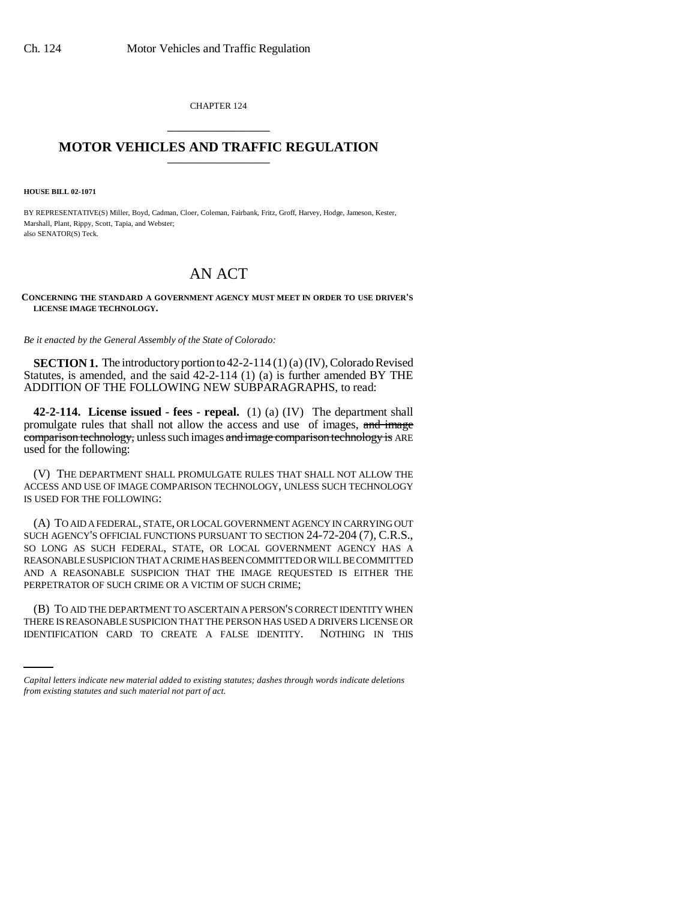CHAPTER 124

---

## MOTOR VEHICLES AND TRAFFIC REGULATION

---

**HOUSE BILL 02-1071**

BY REPRESENTATIVE(S) Miller, Boyd, Cadman, Cloer, Coleman, Fairbank, Fritz, Groff, Harvey, Hodge, Jameson, Kester, Marshall, Plant, Rippy, Scott, Tapia, and Webster;
also SENATOR(S) Teck.

# AN ACT

**CONCERNING THE STANDARD A GOVERNMENT AGENCY MUST MEET IN ORDER TO USE DRIVER'S LICENSE IMAGE TECHNOLOGY.**

*Be it enacted by the General Assembly of the State of Colorado:*

**SECTION 1.** The introductory portion to 42-2-114 (1) (a) (IV), Colorado Revised Statutes, is amended, and the said 42-2-114 (1) (a) is further amended BY THE ADDITION OF THE FOLLOWING NEW SUBPARAGRAPHS, to read:

**42-2-114. License issued - fees - repeal.** (1) (a) (IV) The department shall promulgate rules that shall not allow the access and use of images, ~~and image comparison technology,~~ unless such images ~~and image comparison technology is~~ ARE used for the following:

(V) THE DEPARTMENT SHALL PROMULGATE RULES THAT SHALL NOT ALLOW THE ACCESS AND USE OF IMAGE COMPARISON TECHNOLOGY, UNLESS SUCH TECHNOLOGY IS USED FOR THE FOLLOWING:

(A) TO AID A FEDERAL, STATE, OR LOCAL GOVERNMENT AGENCY IN CARRYING OUT SUCH AGENCY'S OFFICIAL FUNCTIONS PURSUANT TO SECTION 24-72-204 (7), C.R.S., SO LONG AS SUCH FEDERAL, STATE, OR LOCAL GOVERNMENT AGENCY HAS A REASONABLE SUSPICION THAT A CRIME HAS BEEN COMMITTED OR WILL BE COMMITTED AND A REASONABLE SUSPICION THAT THE IMAGE REQUESTED IS EITHER THE PERPETRATOR OF SUCH CRIME OR A VICTIM OF SUCH CRIME;

(B) TO AID THE DEPARTMENT TO ASCERTAIN A PERSON'S CORRECT IDENTITY WHEN THERE IS REASONABLE SUSPICION THAT THE PERSON HAS USED A DRIVERS LICENSE OR IDENTIFICATION CARD TO CREATE A FALSE IDENTITY. NOTHING IN THIS

---

*Capital letters indicate new material added to existing statutes; dashes through words indicate deletions from existing statutes and such material not part of act.*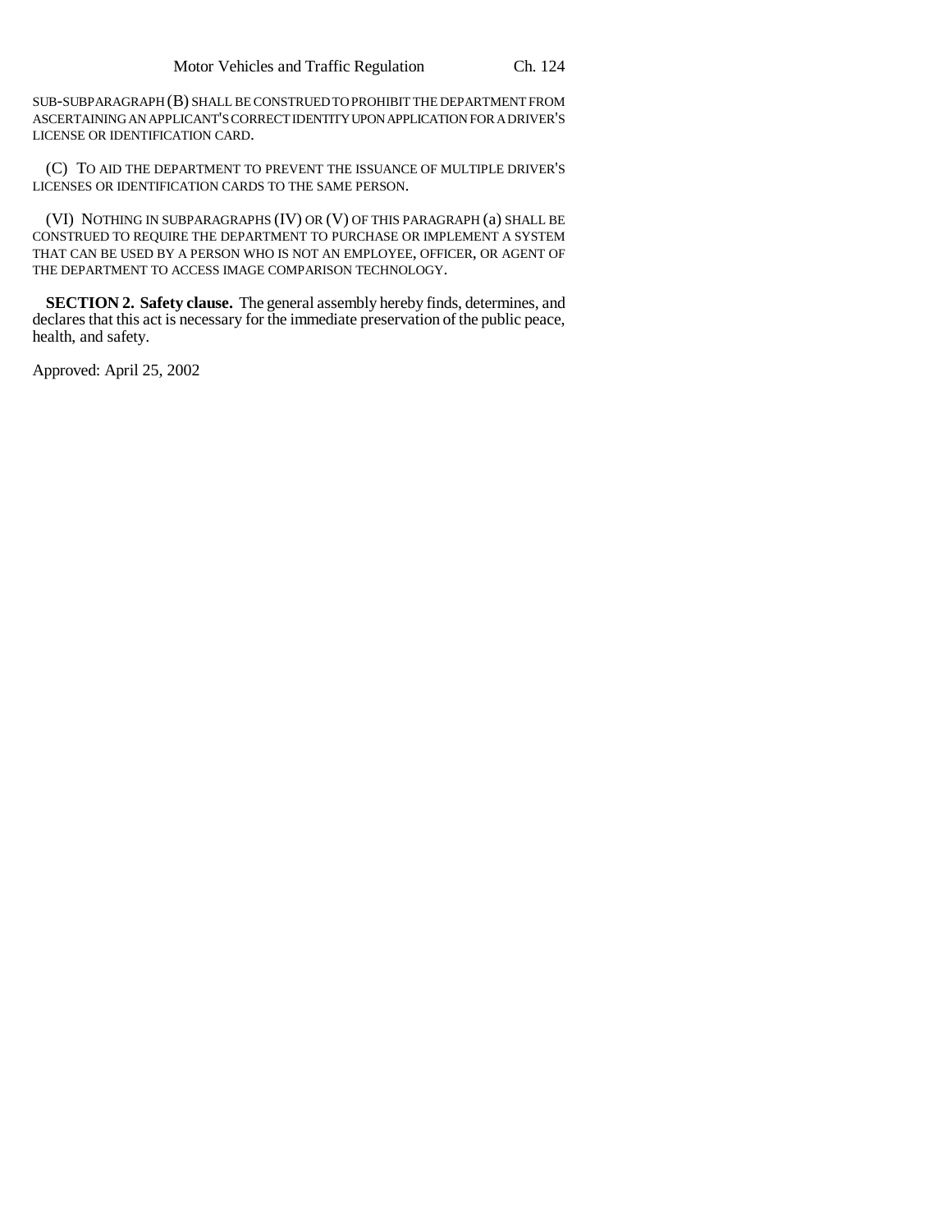SUB-SUBPARAGRAPH (B) SHALL BE CONSTRUED TO PROHIBIT THE DEPARTMENT FROM ASCERTAINING AN APPLICANT'S CORRECT IDENTITY UPON APPLICATION FOR A DRIVER'S LICENSE OR IDENTIFICATION CARD.

(C) TO AID THE DEPARTMENT TO PREVENT THE ISSUANCE OF MULTIPLE DRIVER'S LICENSES OR IDENTIFICATION CARDS TO THE SAME PERSON.

(VI) NOTHING IN SUBPARAGRAPHS (IV) OR (V) OF THIS PARAGRAPH (a) SHALL BE CONSTRUED TO REQUIRE THE DEPARTMENT TO PURCHASE OR IMPLEMENT A SYSTEM THAT CAN BE USED BY A PERSON WHO IS NOT AN EMPLOYEE, OFFICER, OR AGENT OF THE DEPARTMENT TO ACCESS IMAGE COMPARISON TECHNOLOGY.

**SECTION 2. Safety clause.** The general assembly hereby finds, determines, and declares that this act is necessary for the immediate preservation of the public peace, health, and safety.

Approved: April 25, 2002